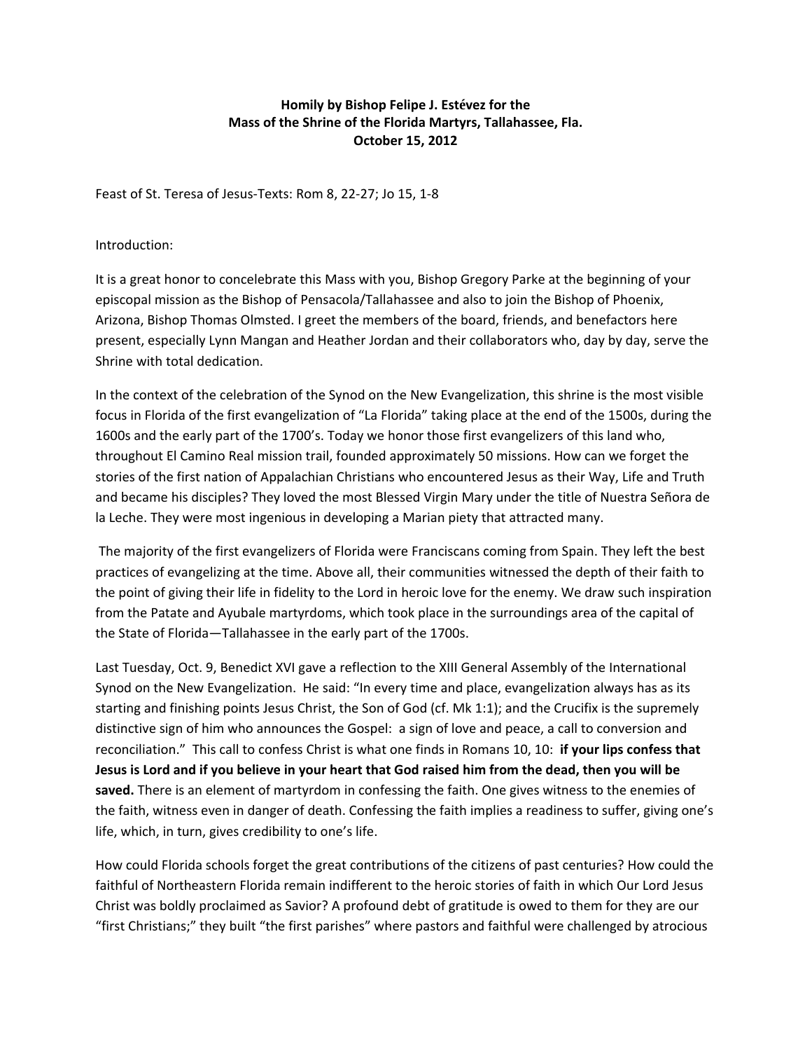**Homily by Bishop Felipe J. Estévez for the Mass of the Shrine of the Florida Martyrs, Tallahassee, Fla. October 15, 2012**

Feast of St. Teresa of Jesus-Texts: Rom 8, 22-27; Jo 15, 1-8

Introduction:

It is a great honor to concelebrate this Mass with you, Bishop Gregory Parke at the beginning of your episcopal mission as the Bishop of Pensacola/Tallahassee and also to join the Bishop of Phoenix, Arizona, Bishop Thomas Olmsted. I greet the members of the board, friends, and benefactors here present, especially Lynn Mangan and Heather Jordan and their collaborators who, day by day, serve the Shrine with total dedication.

In the context of the celebration of the Synod on the New Evangelization, this shrine is the most visible focus in Florida of the first evangelization of "La Florida" taking place at the end of the 1500s, during the 1600s and the early part of the 1700's. Today we honor those first evangelizers of this land who, throughout El Camino Real mission trail, founded approximately 50 missions. How can we forget the stories of the first nation of Appalachian Christians who encountered Jesus as their Way, Life and Truth and became his disciples? They loved the most Blessed Virgin Mary under the title of Nuestra Señora de la Leche. They were most ingenious in developing a Marian piety that attracted many.

The majority of the first evangelizers of Florida were Franciscans coming from Spain. They left the best practices of evangelizing at the time. Above all, their communities witnessed the depth of their faith to the point of giving their life in fidelity to the Lord in heroic love for the enemy. We draw such inspiration from the Patate and Ayubale martyrdoms, which took place in the surroundings area of the capital of the State of Florida—Tallahassee in the early part of the 1700s.

Last Tuesday, Oct. 9, Benedict XVI gave a reflection to the XIII General Assembly of the International Synod on the New Evangelization. He said: "In every time and place, evangelization always has as its starting and finishing points Jesus Christ, the Son of God (cf. Mk 1:1); and the Crucifix is the supremely distinctive sign of him who announces the Gospel: a sign of love and peace, a call to conversion and reconciliation." This call to confess Christ is what one finds in Romans 10, 10: **if your lips confess that Jesus is Lord and if you believe in your heart that God raised him from the dead, then you will be saved.** There is an element of martyrdom in confessing the faith. One gives witness to the enemies of the faith, witness even in danger of death. Confessing the faith implies a readiness to suffer, giving one's life, which, in turn, gives credibility to one's life.

How could Florida schools forget the great contributions of the citizens of past centuries? How could the faithful of Northeastern Florida remain indifferent to the heroic stories of faith in which Our Lord Jesus Christ was boldly proclaimed as Savior? A profound debt of gratitude is owed to them for they are our "first Christians;" they built "the first parishes" where pastors and faithful were challenged by atrocious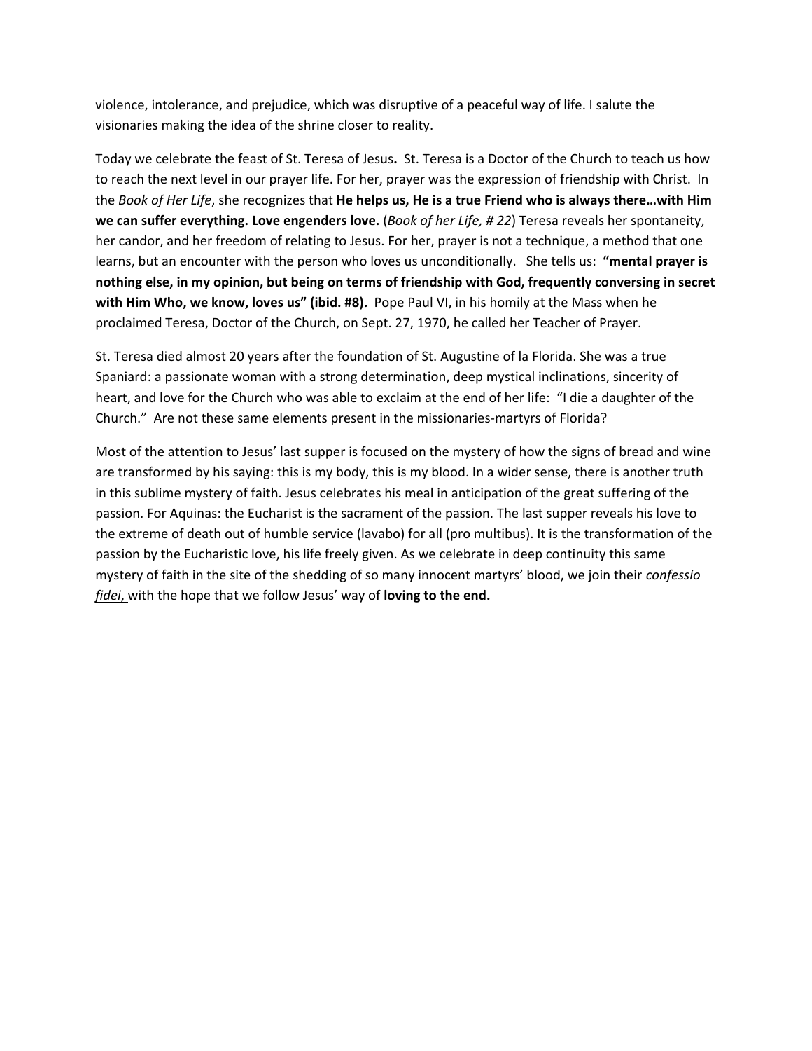violence, intolerance, and prejudice, which was disruptive of a peaceful way of life. I salute the visionaries making the idea of the shrine closer to reality.

Today we celebrate the feast of St. Teresa of Jesus**.** St. Teresa is a Doctor of the Church to teach us how to reach the next level in our prayer life. For her, prayer was the expression of friendship with Christ. In the *Book of Her Life*, she recognizes that **He helps us, He is a true Friend who is always there…with Him we can suffer everything. Love engenders love.** (*Book of her Life, # 22*) Teresa reveals her spontaneity, her candor, and her freedom of relating to Jesus. For her, prayer is not a technique, a method that one learns, but an encounter with the person who loves us unconditionally. She tells us: **"mental prayer is nothing else, in my opinion, but being on terms of friendship with God, frequently conversing in secret with Him Who, we know, loves us" (ibid. #8).** Pope Paul VI, in his homily at the Mass when he proclaimed Teresa, Doctor of the Church, on Sept. 27, 1970, he called her Teacher of Prayer.

St. Teresa died almost 20 years after the foundation of St. Augustine of la Florida. She was a true Spaniard: a passionate woman with a strong determination, deep mystical inclinations, sincerity of heart, and love for the Church who was able to exclaim at the end of her life: "I die a daughter of the Church." Are not these same elements present in the missionaries-martyrs of Florida?

Most of the attention to Jesus' last supper is focused on the mystery of how the signs of bread and wine are transformed by his saying: this is my body, this is my blood. In a wider sense, there is another truth in this sublime mystery of faith. Jesus celebrates his meal in anticipation of the great suffering of the passion. For Aquinas: the Eucharist is the sacrament of the passion. The last supper reveals his love to the extreme of death out of humble service (lavabo) for all (pro multibus). It is the transformation of the passion by the Eucharistic love, his life freely given. As we celebrate in deep continuity this same mystery of faith in the site of the shedding of so many innocent martyrs' blood, we join their *confessio fidei,* with the hope that we follow Jesus' way of **loving to the end.**